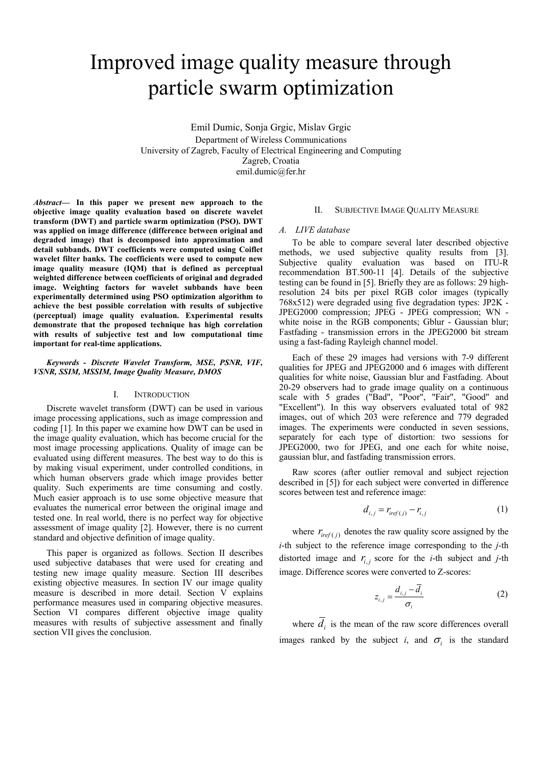# Improved image quality measure through particle swarm optimization

Emil Dumic, Sonja Grgic, Mislav Grgic
Department of Wireless Communications
University of Zagreb, Faculty of Electrical Engineering and Computing
Zagreb, Croatia
emil.dumic@fer.hr

***Abstract*— In this paper we present new approach to the objective image quality evaluation based on discrete wavelet transform (DWT) and particle swarm optimization (PSO). DWT was applied on image difference (difference between original and degraded image) that is decomposed into approximation and detail subbands. DWT coefficients were computed using Coiflet wavelet filter banks. The coefficients were used to compute new image quality measure (IQM) that is defined as perceptual weighted difference between coefficients of original and degraded image. Weighting factors for wavelet subbands have been experimentally determined using PSO optimization algorithm to achieve the best possible correlation with results of subjective (perceptual) image quality evaluation. Experimental results demonstrate that the proposed technique has high correlation with results of subjective test and low computational time important for real-time applications.**

***Keywords - Discrete Wavelet Transform, MSE, PSNR, VIF, VSNR, SSIM, MSSIM, Image Quality Measure, DMOS***

## I. Introduction

Discrete wavelet transform (DWT) can be used in various image processing applications, such as image compression and coding [1]. In this paper we examine how DWT can be used in the image quality evaluation, which has become crucial for the most image processing applications. Quality of image can be evaluated using different measures. The best way to do this is by making visual experiment, under controlled conditions, in which human observers grade which image provides better quality. Such experiments are time consuming and costly. Much easier approach is to use some objective measure that evaluates the numerical error between the original image and tested one. In real world, there is no perfect way for objective assessment of image quality [2]. However, there is no current standard and objective definition of image quality.

This paper is organized as follows. Section II describes used subjective databases that were used for creating and testing new image quality measure. Section III describes existing objective measures. In section IV our image quality measure is described in more detail. Section V explains performance measures used in comparing objective measures. Section VI compares different objective image quality measures with results of subjective assessment and finally section VII gives the conclusion.

## II. Subjective Image Quality Measure

### *A. LIVE database*

To be able to compare several later described objective methods, we used subjective quality results from [3]. Subjective quality evaluation was based on ITU-R recommendation BT.500-11 [4]. Details of the subjective testing can be found in [5]. Briefly they are as follows: 29 high-resolution 24 bits per pixel RGB color images (typically 768x512) were degraded using five degradation types: JP2K - JPEG2000 compression; JPEG - JPEG compression; WN - white noise in the RGB components; Gblur - Gaussian blur; Fastfading - transmission errors in the JPEG2000 bit stream using a fast-fading Rayleigh channel model.

Each of these 29 images had versions with 7-9 different qualities for JPEG and JPEG2000 and 6 images with different qualities for white noise, Gaussian blur and Fastfading. About 20-29 observers had to grade image quality on a continuous scale with 5 grades ("Bad", "Poor", "Fair", "Good" and "Excellent"). In this way observers evaluated total of 982 images, out of which 203 were reference and 779 degraded images. The experiments were conducted in seven sessions, separately for each type of distortion: two sessions for JPEG2000, two for JPEG, and one each for white noise, gaussian blur, and fastfading transmission errors.

Raw scores (after outlier removal and subject rejection described in [5]) for each subject were converted in difference scores between test and reference image:

$$d_{i,j} = r_{iref(j)} - r_{i,j} \tag{1}$$

where $r_{iref(j)}$ denotes the raw quality score assigned by the $i$-th subject to the reference image corresponding to the $j$-th distorted image and $r_{i,j}$ score for the $i$-th subject and $j$-th image. Difference scores were converted to Z-scores:

$$z_{i,j} = \frac{d_{i,j} - \overline{d_i}}{\sigma_i} \tag{2}$$

where $\overline{d_i}$ is the mean of the raw score differences overall images ranked by the subject $i$, and $\sigma_i$ is the standard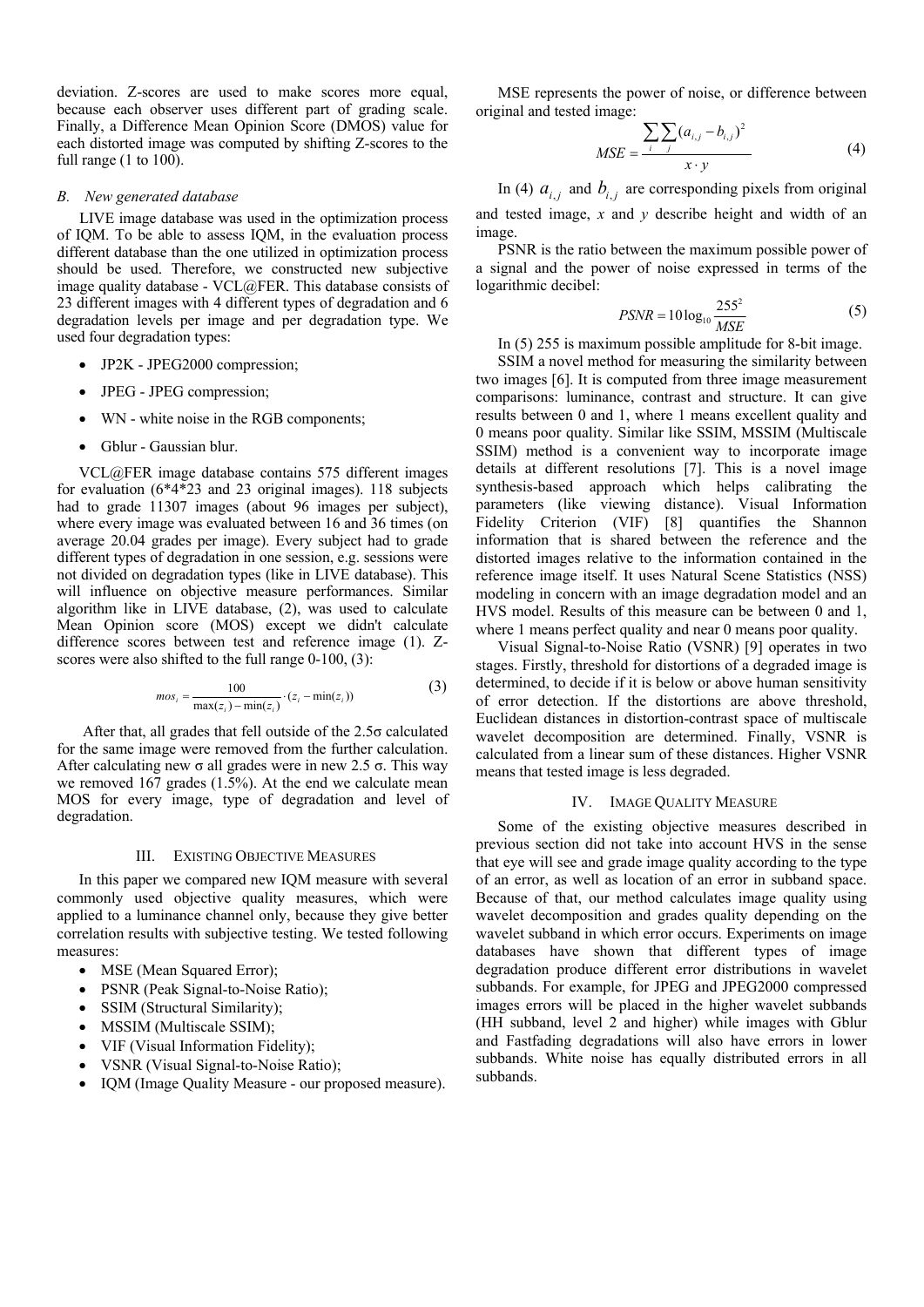deviation. Z-scores are used to make scores more equal, because each observer uses different part of grading scale. Finally, a Difference Mean Opinion Score (DMOS) value for each distorted image was computed by shifting Z-scores to the full range (1 to 100).

### *B. New generated database*

LIVE image database was used in the optimization process of IQM. To be able to assess IQM, in the evaluation process different database than the one utilized in optimization process should be used. Therefore, we constructed new subjective image quality database - VCL@FER. This database consists of 23 different images with 4 different types of degradation and 6 degradation levels per image and per degradation type. We used four degradation types:

- JP2K - JPEG2000 compression;
- JPEG - JPEG compression;
- WN - white noise in the RGB components;
- Gblur - Gaussian blur.

VCL@FER image database contains 575 different images for evaluation (6\*4\*23 and 23 original images). 118 subjects had to grade 11307 images (about 96 images per subject), where every image was evaluated between 16 and 36 times (on average 20.04 grades per image). Every subject had to grade different types of degradation in one session, e.g. sessions were not divided on degradation types (like in LIVE database). This will influence on objective measure performances. Similar algorithm like in LIVE database, (2), was used to calculate Mean Opinion score (MOS) except we didn't calculate difference scores between test and reference image (1). Z-scores were also shifted to the full range 0-100, (3):

$$mos_i = \frac{100}{\max(z_i) - \min(z_i)} \cdot (z_i - \min(z_i)) \tag{3}$$

After that, all grades that fell outside of the 2.5σ calculated for the same image were removed from the further calculation. After calculating new σ all grades were in new 2.5 σ. This way we removed 167 grades (1.5%). At the end we calculate mean MOS for every image, type of degradation and level of degradation.

## III. Existing Objective Measures

In this paper we compared new IQM measure with several commonly used objective quality measures, which were applied to a luminance channel only, because they give better correlation results with subjective testing. We tested following measures:

- MSE (Mean Squared Error);
- PSNR (Peak Signal-to-Noise Ratio);
- SSIM (Structural Similarity);
- MSSIM (Multiscale SSIM);
- VIF (Visual Information Fidelity);
- VSNR (Visual Signal-to-Noise Ratio);
- IQM (Image Quality Measure - our proposed measure).

MSE represents the power of noise, or difference between original and tested image:

$$MSE = \frac{\sum_i \sum_j (a_{i,j} - b_{i,j})^2}{x \cdot y} \tag{4}$$

In (4) $a_{i,j}$ and $b_{i,j}$ are corresponding pixels from original and tested image, $x$ and $y$ describe height and width of an image.

PSNR is the ratio between the maximum possible power of a signal and the power of noise expressed in terms of the logarithmic decibel:

$$PSNR = 10\log_{10}\frac{255^2}{MSE} \tag{5}$$

In (5) 255 is maximum possible amplitude for 8-bit image.

SSIM a novel method for measuring the similarity between two images [6]. It is computed from three image measurement comparisons: luminance, contrast and structure. It can give results between 0 and 1, where 1 means excellent quality and 0 means poor quality. Similar like SSIM, MSSIM (Multiscale SSIM) method is a convenient way to incorporate image details at different resolutions [7]. This is a novel image synthesis-based approach which helps calibrating the parameters (like viewing distance). Visual Information Fidelity Criterion (VIF) [8] quantifies the Shannon information that is shared between the reference and the distorted images relative to the information contained in the reference image itself. It uses Natural Scene Statistics (NSS) modeling in concern with an image degradation model and an HVS model. Results of this measure can be between 0 and 1, where 1 means perfect quality and near 0 means poor quality.

Visual Signal-to-Noise Ratio (VSNR) [9] operates in two stages. Firstly, threshold for distortions of a degraded image is determined, to decide if it is below or above human sensitivity of error detection. If the distortions are above threshold, Euclidean distances in distortion-contrast space of multiscale wavelet decomposition are determined. Finally, VSNR is calculated from a linear sum of these distances. Higher VSNR means that tested image is less degraded.

## IV. Image Quality Measure

Some of the existing objective measures described in previous section did not take into account HVS in the sense that eye will see and grade image quality according to the type of an error, as well as location of an error in subband space. Because of that, our method calculates image quality using wavelet decomposition and grades quality depending on the wavelet subband in which error occurs. Experiments on image databases have shown that different types of image degradation produce different error distributions in wavelet subbands. For example, for JPEG and JPEG2000 compressed images errors will be placed in the higher wavelet subbands (HH subband, level 2 and higher) while images with Gblur and Fastfading degradations will also have errors in lower subbands. White noise has equally distributed errors in all subbands.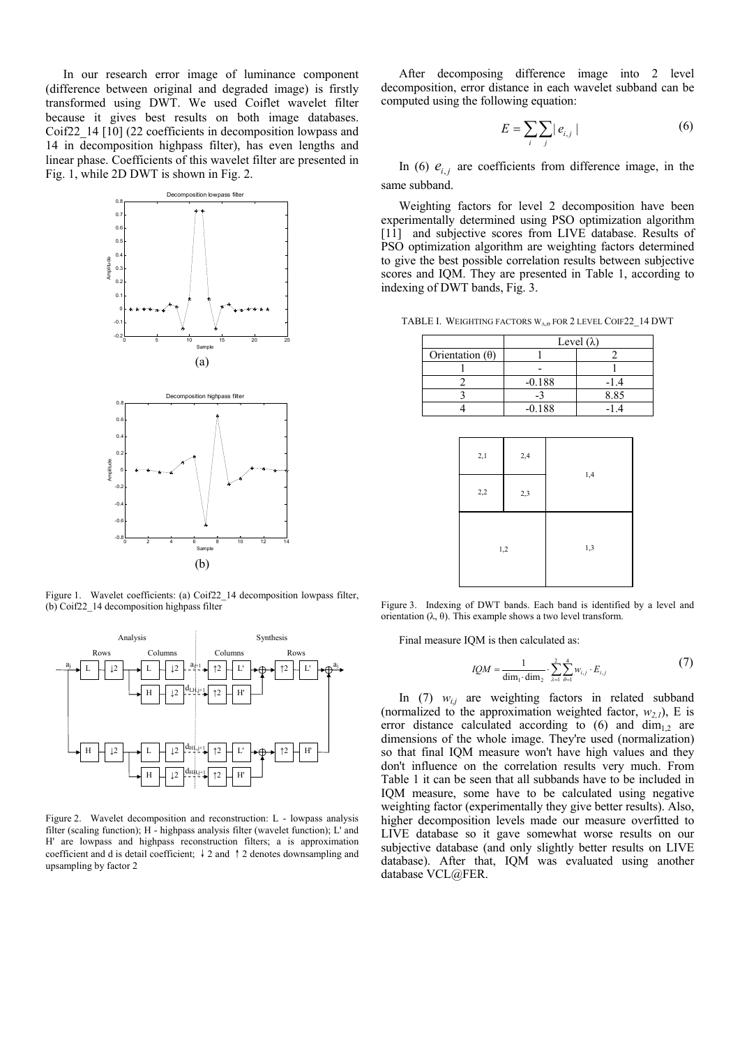In our research error image of luminance component (difference between original and degraded image) is firstly transformed using DWT. We used Coiflet wavelet filter because it gives best results on both image databases. Coif22_14 [10] (22 coefficients in decomposition lowpass and 14 in decomposition highpass filter), has even lengths and linear phase. Coefficients of this wavelet filter are presented in Fig. 1, while 2D DWT is shown in Fig. 2.

(a)

(b)

Figure 1. Wavelet coefficients: (a) Coif22_14 decomposition lowpass filter, (b) Coif22_14 decomposition highpass filter

Figure 2. Wavelet decomposition and reconstruction: L - lowpass analysis filter (scaling function); H - highpass analysis filter (wavelet function); L' and H' are lowpass and highpass reconstruction filters; a is approximation coefficient and d is detail coefficient; ↓2 and ↑2 denotes downsampling and upsampling by factor 2

After decomposing difference image into 2 level decomposition, error distance in each wavelet subband can be computed using the following equation:

$$E = \sum_{i} \sum_{j} | e_{i,j} | \tag{6}$$

In (6) $e_{i,j}$ are coefficients from difference image, in the same subband.

Weighting factors for level 2 decomposition have been experimentally determined using PSO optimization algorithm [11] and subjective scores from LIVE database. Results of PSO optimization algorithm are weighting factors determined to give the best possible correlation results between subjective scores and IQM. They are presented in Table 1, according to indexing of DWT bands, Fig. 3.

TABLE I. WEIGHTING FACTORS $W_{\lambda,\theta}$ FOR 2 LEVEL COIF22_14 DWT

| Orientation (θ) | Level (λ) | |
|---|---|---|
| | 1 | 2 |
| 1 | - | 1 |
| 2 | -0.188 | -1.4 |
| 3 | -3 | 8.85 |
| 4 | -0.188 | -1.4 |

Figure 3. Indexing of DWT bands. Each band is identified by a level and orientation (λ, θ). This example shows a two level transform.

Final measure IQM is then calculated as:

$$IQM = \frac{1}{\dim_1 \cdot \dim_2} \cdot \sum_{\lambda=1}^{2} \sum_{\theta=1}^{4} w_{i,j} \cdot E_{i,j} \tag{7}$$

In (7) $w_{i,j}$ are weighting factors in related subband (normalized to the approximation weighted factor, $w_{2,1}$), E is error distance calculated according to (6) and $\dim_{1,2}$ are dimensions of the whole image. They're used (normalization) so that final IQM measure won't have high values and they don't influence on the correlation results very much. From Table 1 it can be seen that all subbands have to be included in IQM measure, some have to be calculated using negative weighting factor (experimentally they give better results). Also, higher decomposition levels made our measure overfitted to LIVE database so it gave somewhat worse results on our subjective database (and only slightly better results on LIVE database). After that, IQM was evaluated using another database VCL@FER.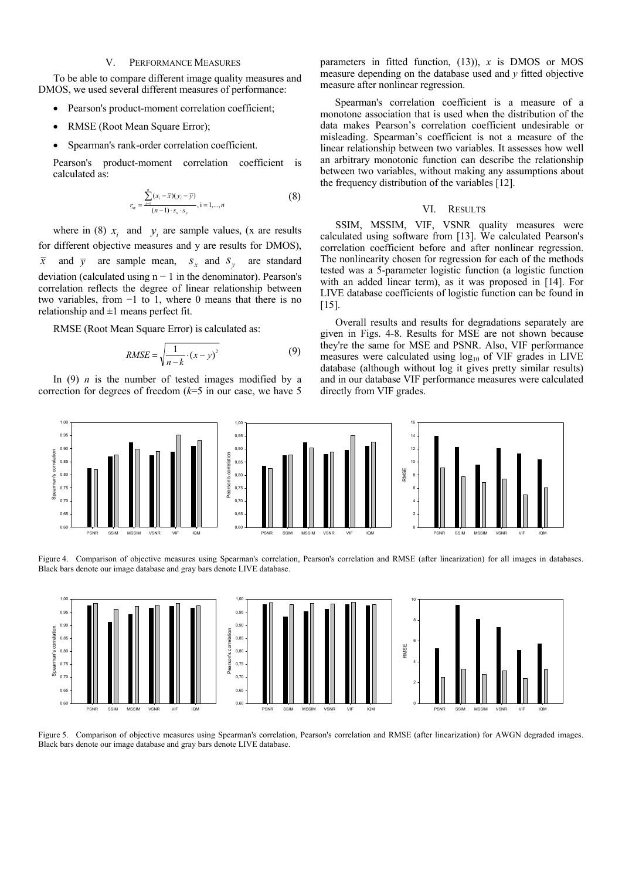## V. PERFORMANCE MEASURES

To be able to compare different image quality measures and DMOS, we used several different measures of performance:

- Pearson's product-moment correlation coefficient;
- RMSE (Root Mean Square Error);
- Spearman's rank-order correlation coefficient.

Pearson's product-moment correlation coefficient is calculated as:

$$r_{xy} = \frac{\sum_{i=1}^{n}(x_i - \overline{x})(y_i - \overline{y})}{(n-1)\cdot s_x \cdot s_y}, \text{i} = 1,...,n \tag{8}$$

where in (8) $x_i$ and $y_i$ are sample values, (x are results for different objective measures and y are results for DMOS), $\overline{x}$ and $\overline{y}$ are sample mean, $s_x$ and $s_y$ are standard deviation (calculated using n − 1 in the denominator). Pearson's correlation reflects the degree of linear relationship between two variables, from −1 to 1, where 0 means that there is no relationship and ±1 means perfect fit.

RMSE (Root Mean Square Error) is calculated as:

$$RMSE = \sqrt{\frac{1}{n-k}\cdot(x-y)^2} \tag{9}$$

In (9) $n$ is the number of tested images modified by a correction for degrees of freedom ($k$=5 in our case, we have 5 parameters in fitted function, (13)), $x$ is DMOS or MOS measure depending on the database used and $y$ fitted objective measure after nonlinear regression.

Spearman's correlation coefficient is a measure of a monotone association that is used when the distribution of the data makes Pearson's correlation coefficient undesirable or misleading. Spearman's coefficient is not a measure of the linear relationship between two variables. It assesses how well an arbitrary monotonic function can describe the relationship between two variables, without making any assumptions about the frequency distribution of the variables [12].

## VI. RESULTS

SSIM, MSSIM, VIF, VSNR quality measures were calculated using software from [13]. We calculated Pearson's correlation coefficient before and after nonlinear regression. The nonlinearity chosen for regression for each of the methods tested was a 5-parameter logistic function (a logistic function with an added linear term), as it was proposed in [14]. For LIVE database coefficients of logistic function can be found in [15].

Overall results and results for degradations separately are given in Figs. 4-8. Results for MSE are not shown because they're the same for MSE and PSNR. Also, VIF performance measures were calculated using $\log_{10}$ of VIF grades in LIVE database (although without log it gives pretty similar results) and in our database VIF performance measures were calculated directly from VIF grades.

Figure 4. Comparison of objective measures using Spearman's correlation, Pearson's correlation and RMSE (after linearization) for all images in databases. Black bars denote our image database and gray bars denote LIVE database.

Figure 5. Comparison of objective measures using Spearman's correlation, Pearson's correlation and RMSE (after linearization) for AWGN degraded images. Black bars denote our image database and gray bars denote LIVE database.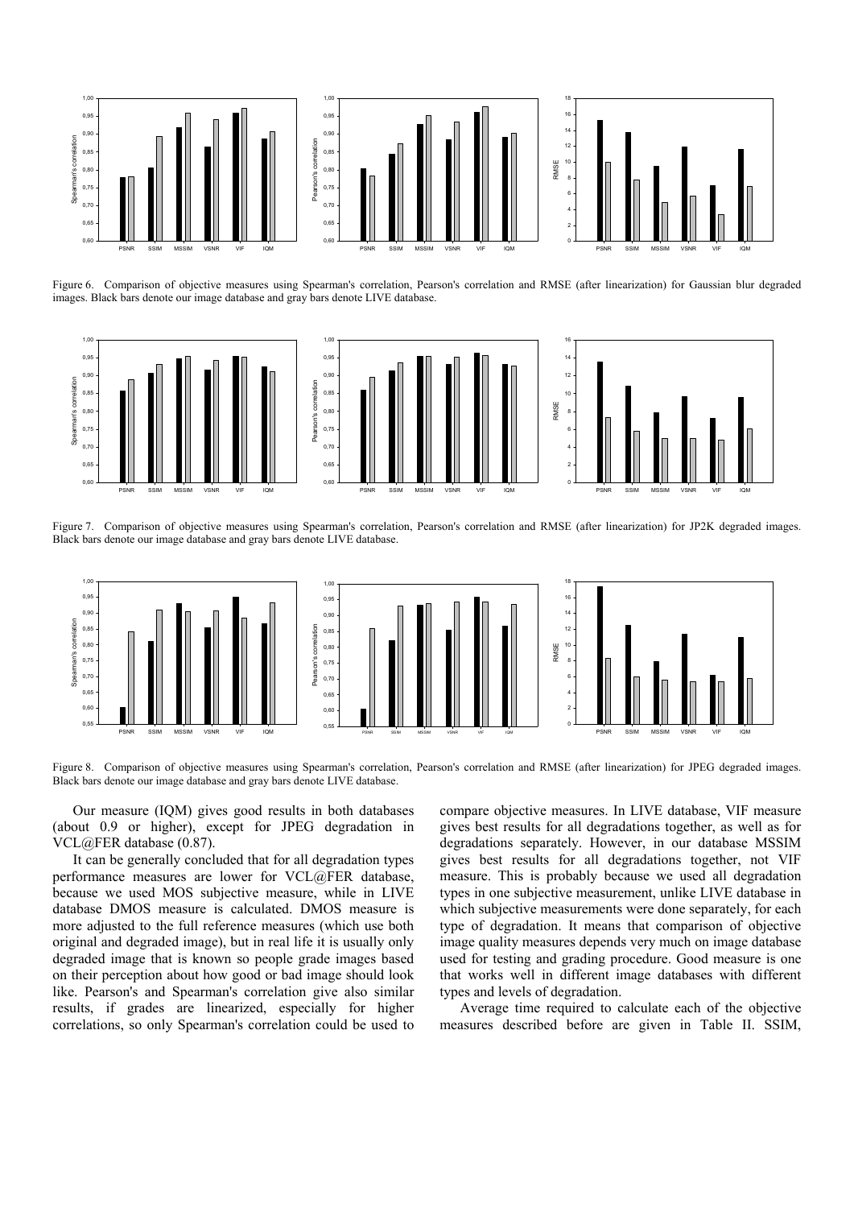Figure 6. Comparison of objective measures using Spearman's correlation, Pearson's correlation and RMSE (after linearization) for Gaussian blur degraded images. Black bars denote our image database and gray bars denote LIVE database.

Figure 7. Comparison of objective measures using Spearman's correlation, Pearson's correlation and RMSE (after linearization) for JP2K degraded images. Black bars denote our image database and gray bars denote LIVE database.

Figure 8. Comparison of objective measures using Spearman's correlation, Pearson's correlation and RMSE (after linearization) for JPEG degraded images. Black bars denote our image database and gray bars denote LIVE database.

Our measure (IQM) gives good results in both databases (about 0.9 or higher), except for JPEG degradation in VCL@FER database (0.87).

It can be generally concluded that for all degradation types performance measures are lower for VCL@FER database, because we used MOS subjective measure, while in LIVE database DMOS measure is calculated. DMOS measure is more adjusted to the full reference measures (which use both original and degraded image), but in real life it is usually only degraded image that is known so people grade images based on their perception about how good or bad image should look like. Pearson's and Spearman's correlation give also similar results, if grades are linearized, especially for higher correlations, so only Spearman's correlation could be used to compare objective measures. In LIVE database, VIF measure gives best results for all degradations together, as well as for degradations separately. However, in our database MSSIM gives best results for all degradations together, not VIF measure. This is probably because we used all degradation types in one subjective measurement, unlike LIVE database in which subjective measurements were done separately, for each type of degradation. It means that comparison of objective image quality measures depends very much on image database used for testing and grading procedure. Good measure is one that works well in different image databases with different types and levels of degradation.

Average time required to calculate each of the objective measures described before are given in Table II. SSIM,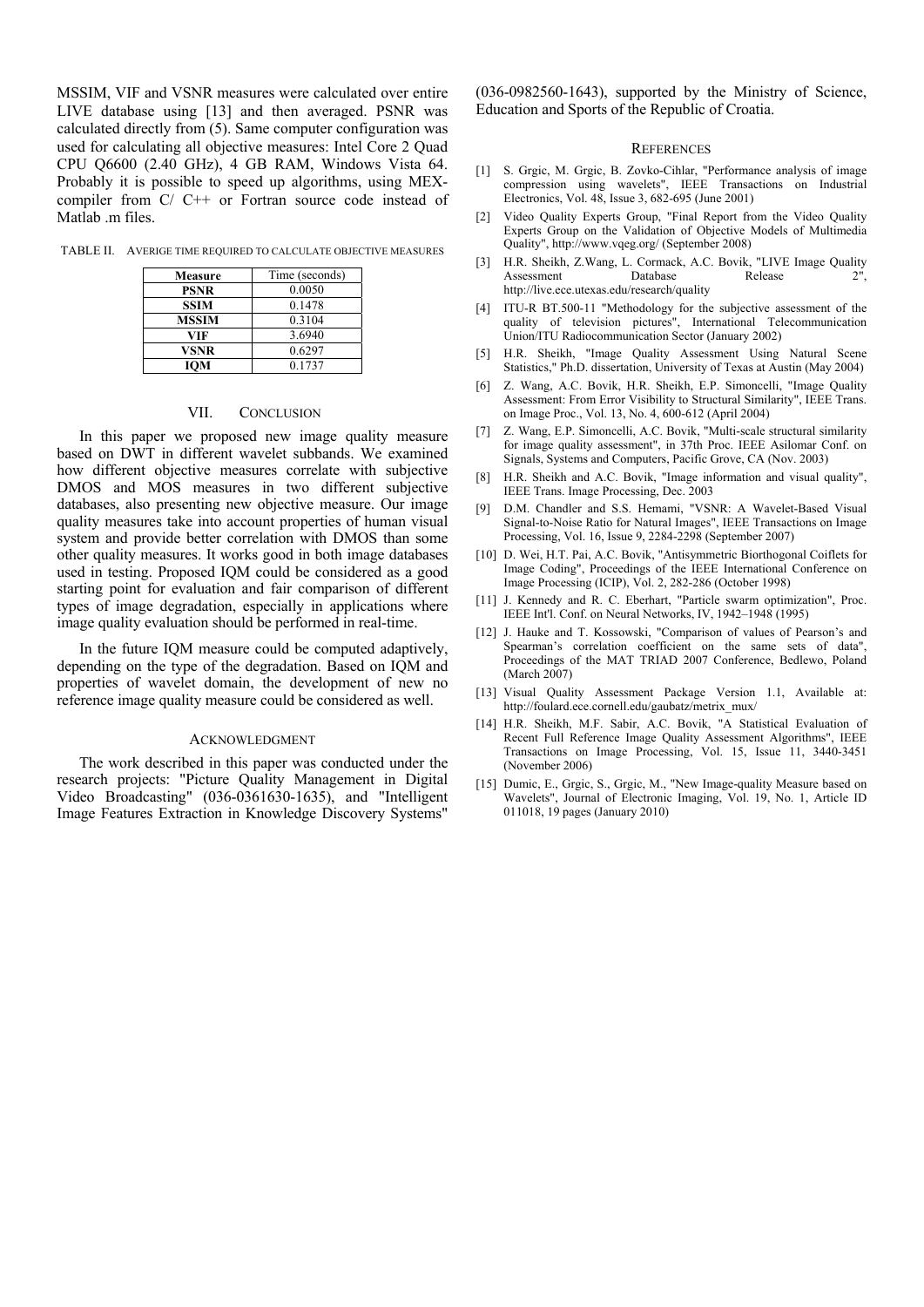MSSIM, VIF and VSNR measures were calculated over entire LIVE database using [13] and then averaged. PSNR was calculated directly from (5). Same computer configuration was used for calculating all objective measures: Intel Core 2 Quad CPU Q6600 (2.40 GHz), 4 GB RAM, Windows Vista 64. Probably it is possible to speed up algorithms, using MEX-compiler from C/ C++ or Fortran source code instead of Matlab .m files.

TABLE II. AVERIGE TIME REQUIRED TO CALCULATE OBJECTIVE MEASURES

| Measure | Time (seconds) |
|---|---|
| PSNR | 0.0050 |
| SSIM | 0.1478 |
| MSSIM | 0.3104 |
| VIF | 3.6940 |
| VSNR | 0.6297 |
| IQM | 0.1737 |

## VII. CONCLUSION

In this paper we proposed new image quality measure based on DWT in different wavelet subbands. We examined how different objective measures correlate with subjective DMOS and MOS measures in two different subjective databases, also presenting new objective measure. Our image quality measures take into account properties of human visual system and provide better correlation with DMOS than some other quality measures. It works good in both image databases used in testing. Proposed IQM could be considered as a good starting point for evaluation and fair comparison of different types of image degradation, especially in applications where image quality evaluation should be performed in real-time.

In the future IQM measure could be computed adaptively, depending on the type of the degradation. Based on IQM and properties of wavelet domain, the development of new no reference image quality measure could be considered as well.

## ACKNOWLEDGMENT

The work described in this paper was conducted under the research projects: "Picture Quality Management in Digital Video Broadcasting" (036-0361630-1635), and "Intelligent Image Features Extraction in Knowledge Discovery Systems" (036-0982560-1643), supported by the Ministry of Science, Education and Sports of the Republic of Croatia.

## REFERENCES

[1] S. Grgic, M. Grgic, B. Zovko-Cihlar, "Performance analysis of image compression using wavelets", IEEE Transactions on Industrial Electronics, Vol. 48, Issue 3, 682-695 (June 2001)

[2] Video Quality Experts Group, "Final Report from the Video Quality Experts Group on the Validation of Objective Models of Multimedia Quality", http://www.vqeg.org/ (September 2008)

[3] H.R. Sheikh, Z.Wang, L. Cormack, A.C. Bovik, "LIVE Image Quality Assessment Database Release 2", http://live.ece.utexas.edu/research/quality

[4] ITU-R BT.500-11 "Methodology for the subjective assessment of the quality of television pictures", International Telecommunication Union/ITU Radiocommunication Sector (January 2002)

[5] H.R. Sheikh, "Image Quality Assessment Using Natural Scene Statistics," Ph.D. dissertation, University of Texas at Austin (May 2004)

[6] Z. Wang, A.C. Bovik, H.R. Sheikh, E.P. Simoncelli, "Image Quality Assessment: From Error Visibility to Structural Similarity", IEEE Trans. on Image Proc., Vol. 13, No. 4, 600-612 (April 2004)

[7] Z. Wang, E.P. Simoncelli, A.C. Bovik, "Multi-scale structural similarity for image quality assessment", in 37th Proc. IEEE Asilomar Conf. on Signals, Systems and Computers, Pacific Grove, CA (Nov. 2003)

[8] H.R. Sheikh and A.C. Bovik, "Image information and visual quality", IEEE Trans. Image Processing, Dec. 2003

[9] D.M. Chandler and S.S. Hemami, "VSNR: A Wavelet-Based Visual Signal-to-Noise Ratio for Natural Images", IEEE Transactions on Image Processing, Vol. 16, Issue 9, 2284-2298 (September 2007)

[10] D. Wei, H.T. Pai, A.C. Bovik, "Antisymmetric Biorthogonal Coiflets for Image Coding", Proceedings of the IEEE International Conference on Image Processing (ICIP), Vol. 2, 282-286 (October 1998)

[11] J. Kennedy and R. C. Eberhart, "Particle swarm optimization", Proc. IEEE Int'l. Conf. on Neural Networks, IV, 1942–1948 (1995)

[12] J. Hauke and T. Kossowski, "Comparison of values of Pearson's and Spearman's correlation coefficient on the same sets of data", Proceedings of the MAT TRIAD 2007 Conference, Bedlewo, Poland (March 2007)

[13] Visual Quality Assessment Package Version 1.1, Available at: http://foulard.ece.cornell.edu/gaubatz/metrix_mux/

[14] H.R. Sheikh, M.F. Sabir, A.C. Bovik, "A Statistical Evaluation of Recent Full Reference Image Quality Assessment Algorithms", IEEE Transactions on Image Processing, Vol. 15, Issue 11, 3440-3451 (November 2006)

[15] Dumic, E., Grgic, S., Grgic, M., "New Image-quality Measure based on Wavelets", Journal of Electronic Imaging, Vol. 19, No. 1, Article ID 011018, 19 pages (January 2010)